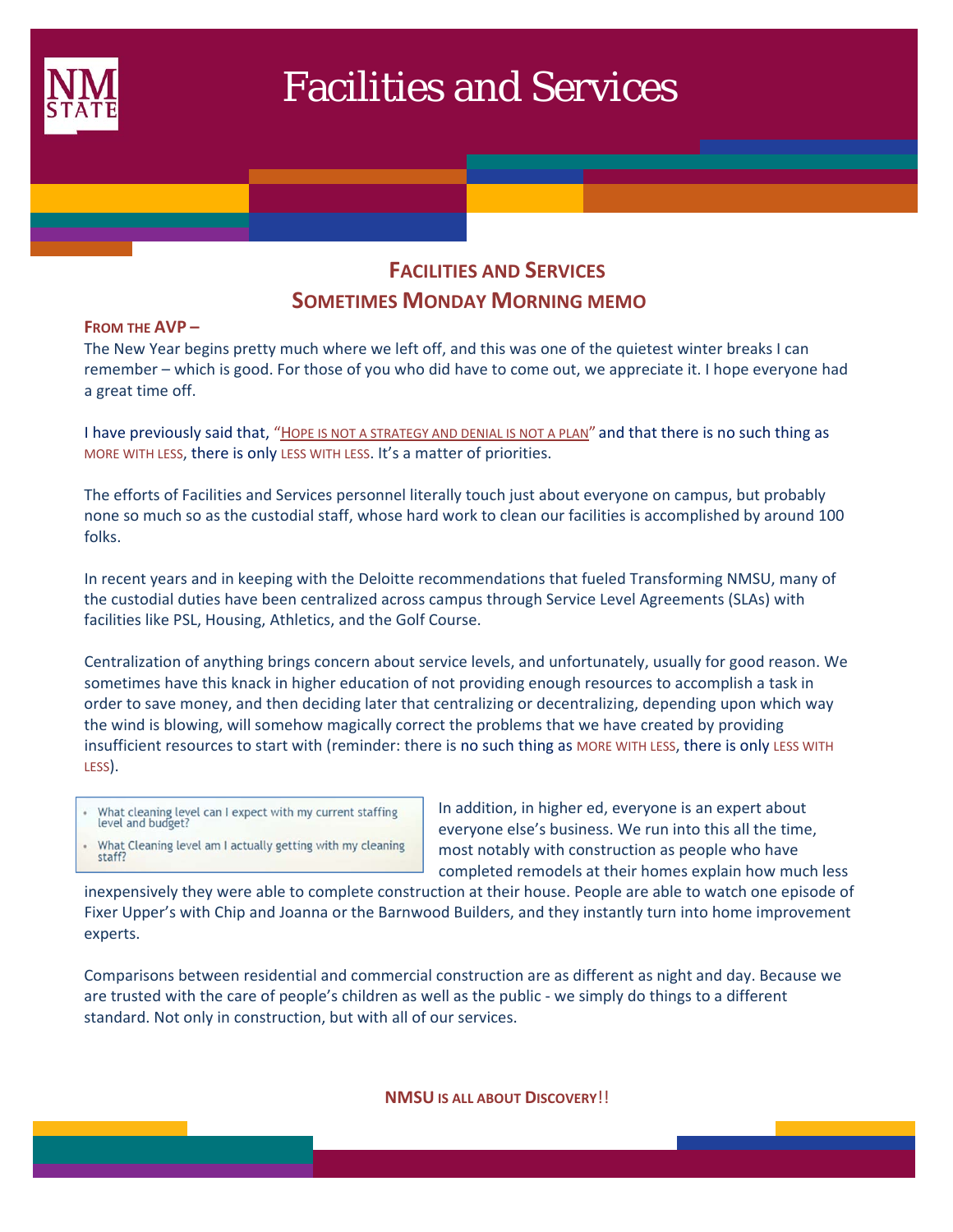# Facilities and Services

## Facilities and Services
## Sometimes Monday Morning memo

**From the AVP –**

The New Year begins pretty much where we left off, and this was one of the quietest winter breaks I can remember – which is good. For those of you who did have to come out, we appreciate it. I hope everyone had a great time off.

I have previously said that, "Hope is not a strategy and denial is not a plan" and that there is no such thing as more with less, there is only less with less. It's a matter of priorities.

The efforts of Facilities and Services personnel literally touch just about everyone on campus, but probably none so much so as the custodial staff, whose hard work to clean our facilities is accomplished by around 100 folks.

In recent years and in keeping with the Deloitte recommendations that fueled Transforming NMSU, many of the custodial duties have been centralized across campus through Service Level Agreements (SLAs) with facilities like PSL, Housing, Athletics, and the Golf Course.

Centralization of anything brings concern about service levels, and unfortunately, usually for good reason. We sometimes have this knack in higher education of not providing enough resources to accomplish a task in order to save money, and then deciding later that centralizing or decentralizing, depending upon which way the wind is blowing, will somehow magically correct the problems that we have created by providing insufficient resources to start with (reminder: there is no such thing as more with less, there is only less with less).

- What cleaning level can I expect with my current staffing level and budget?
- What Cleaning level am I actually getting with my cleaning staff?

In addition, in higher ed, everyone is an expert about everyone else's business. We run into this all the time, most notably with construction as people who have completed remodels at their homes explain how much less inexpensively they were able to complete construction at their house. People are able to watch one episode of Fixer Upper's with Chip and Joanna or the Barnwood Builders, and they instantly turn into home improvement experts.

Comparisons between residential and commercial construction are as different as night and day. Because we are trusted with the care of people's children as well as the public - we simply do things to a different standard. Not only in construction, but with all of our services.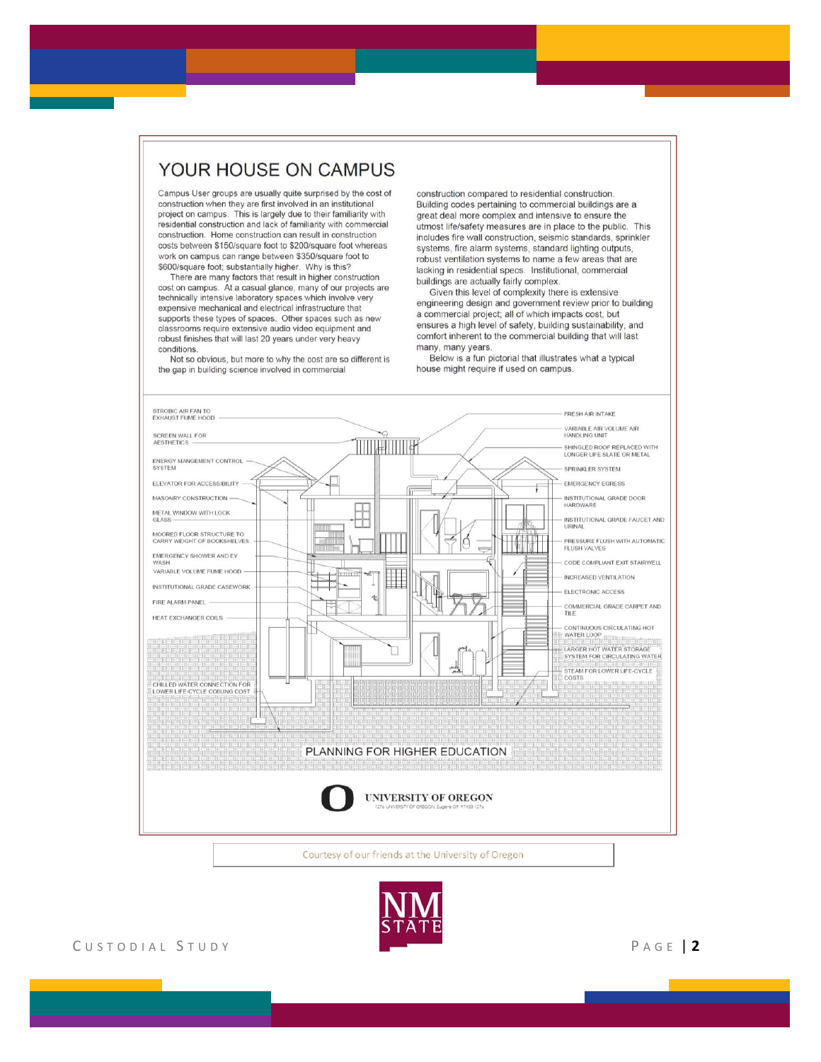# YOUR HOUSE ON CAMPUS

Campus User groups are usually quite surprised by the cost of construction when they are first involved in an institutional project on campus. This is largely due to their familiarity with residential construction and lack of familiarity with commercial construction. Home construction can result in construction costs between $150/square foot to $200/square foot whereas work on campus can range between $350/square foot to $600/square foot; substantially higher. Why is this?

There are many factors that result in higher construction cost on campus. At a casual glance, many of our projects are technically intensive laboratory spaces which involve very expensive mechanical and electrical infrastructure that supports these types of spaces. Other spaces such as new classrooms require extensive audio video equipment and robust finishes that will last 20 years under very heavy conditions.

Not so obvious, but more to why the cost are so different is the gap in building science involved in commercial construction compared to residential construction. Building codes pertaining to commercial buildings are a great deal more complex and intensive to ensure the utmost life/safety measures are in place to the public. This includes fire wall construction, seismic standards, sprinkler systems, fire alarm systems, standard lighting outputs, robust ventilation systems to name a few areas that are lacking in residential specs. Institutional, commercial buildings are actually fairly complex.

Given this level of complexity there is extensive engineering design and government review prior to building a commercial project; all of which impacts cost, but ensures a high level of safety, building sustainability, and comfort inherent to the commercial building that will last many, many years.

Below is a fun pictorial that illustrates what a typical house might require if used on campus.

STROBIC AIR FAN TO EXHAUST FUME HOOD
SCREEN WALL FOR AESTHETICS
ENERGY MANGEMENT CONTROL SYSTEM
ELEVATOR FOR ACCESSIBILITY
MASONRY CONSTRUCTION
METAL WINDOW WITH LOCK GLASS
MOORED FLOOR STRUCTURE TO CARRY WEIGHT OF BOOKSHELVES
EMERGENCY SHOWER AND EY WASH
VARIABLE VOLUME FUME HOOD
INSTITUTIONAL GRADE CASEWORK
FIRE ALARM PANEL
HEAT EXCHANGER COILS
CHILLED WATER CONNECTION FOR LOWER LIFE-CYCLE COOLING COST
FRESH AIR INTAKE
VARIABLE AIR VOLUME AIR HANDLING UNIT
SHINGLED ROOF REPLACED WITH LONGER LIFE SLATE OR METAL
SPRINKLER SYSTEM
EMERGENCY EGRESS
INSTITUTIONAL GRADE DOOR HARDWARE
INSTITUTIONAL GRADE FAUCET AND URINAL
PRESSURE FLUSH WITH AUTOMATIC FLUSH VALVES
CODE COMPLIANT EXIT STAIRWELL
INCREASED VENTILATION
ELECTRONIC ACCESS
COMMERCIAL GRADE CARPET AND TILE
CONTINUOUS CIRCULATING HOT WATER LOOP
LARGER HOT WATER STORAGE SYSTEM FOR CIRCULATING WATER
STEAM FOR LOWER LIFE-CYCLE COSTS

PLANNING FOR HIGHER EDUCATION

UNIVERSITY OF OREGON

Courtesy of our friends at the University of Oregon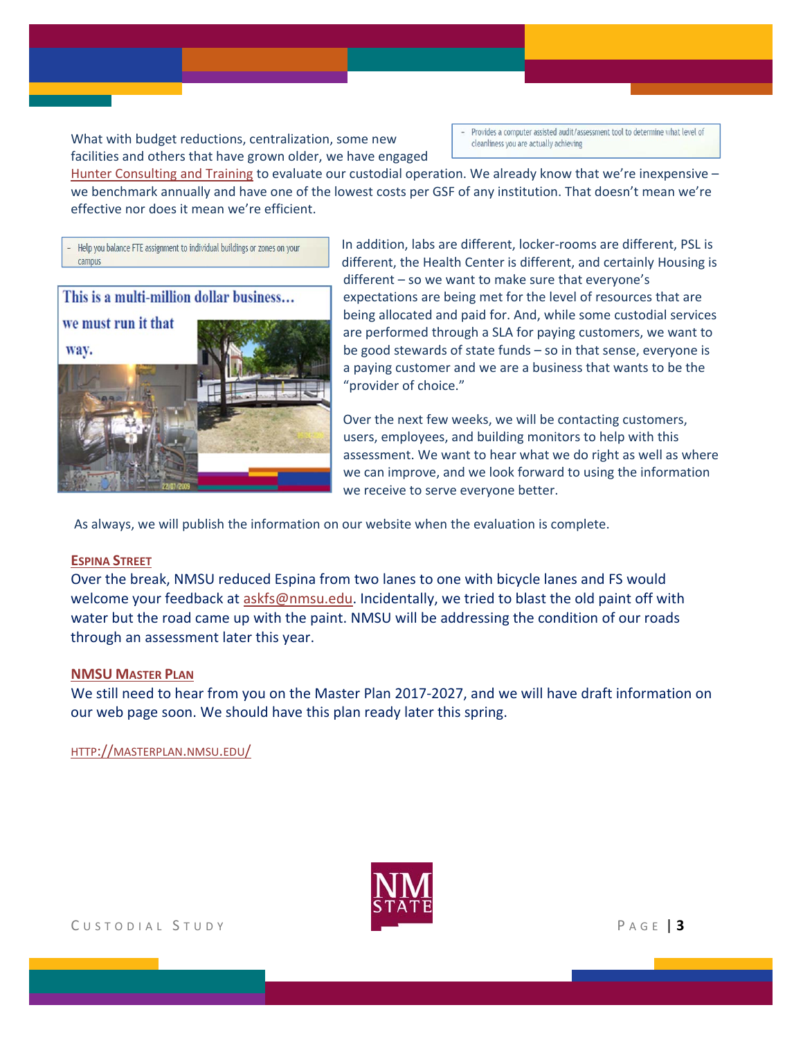What with budget reductions, centralization, some new facilities and others that have grown older, we have engaged Hunter Consulting and Training to evaluate our custodial operation. We already know that we're inexpensive – we benchmark annually and have one of the lowest costs per GSF of any institution. That doesn't mean we're effective nor does it mean we're efficient.

- Provides a computer assisted audit/assessment tool to determine what level of cleanliness you are actually achieving

- Help you balance FTE assignment to individual buildings or zones on your campus

This is a multi-million dollar business… we must run it that way.

In addition, labs are different, locker-rooms are different, PSL is different, the Health Center is different, and certainly Housing is different – so we want to make sure that everyone's expectations are being met for the level of resources that are being allocated and paid for. And, while some custodial services are performed through a SLA for paying customers, we want to be good stewards of state funds – so in that sense, everyone is a paying customer and we are a business that wants to be the "provider of choice."

Over the next few weeks, we will be contacting customers, users, employees, and building monitors to help with this assessment. We want to hear what we do right as well as where we can improve, and we look forward to using the information we receive to serve everyone better.

As always, we will publish the information on our website when the evaluation is complete.

## Espina Street

Over the break, NMSU reduced Espina from two lanes to one with bicycle lanes and FS would welcome your feedback at askfs@nmsu.edu. Incidentally, we tried to blast the old paint off with water but the road came up with the paint. NMSU will be addressing the condition of our roads through an assessment later this year.

## NMSU Master Plan

We still need to hear from you on the Master Plan 2017-2027, and we will have draft information on our web page soon. We should have this plan ready later this spring.

HTTP://MASTERPLAN.NMSU.EDU/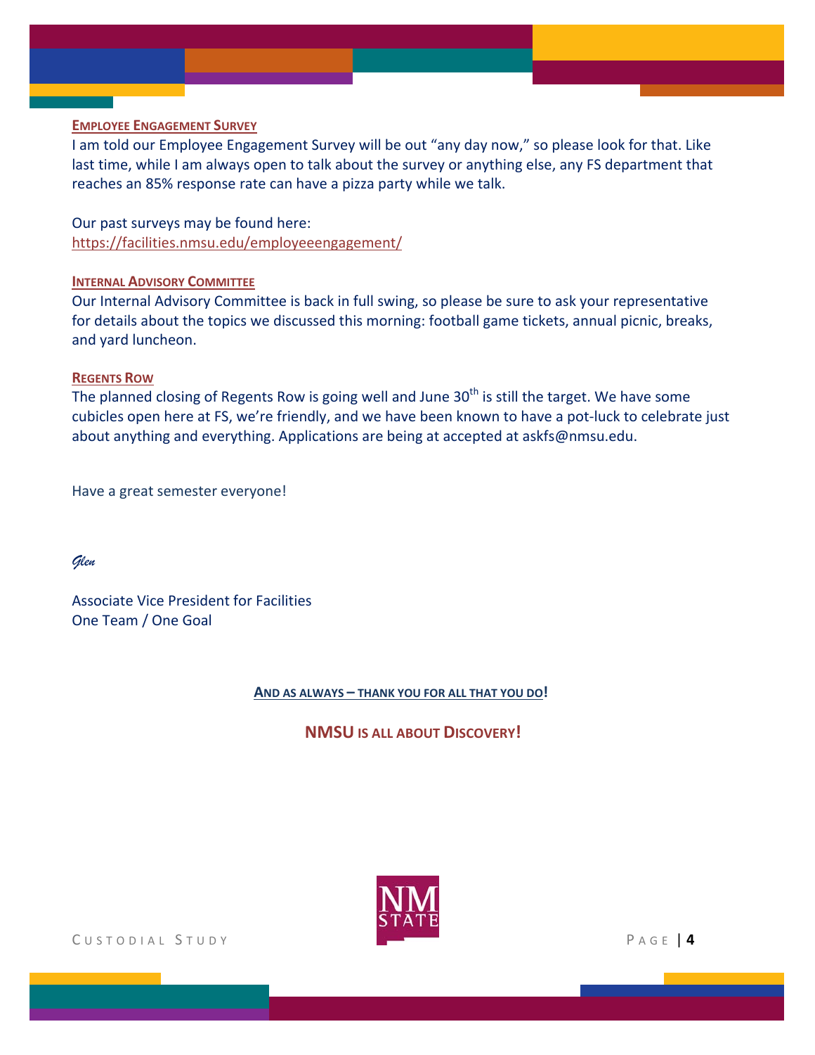### EMPLOYEE ENGAGEMENT SURVEY

I am told our Employee Engagement Survey will be out "any day now," so please look for that. Like last time, while I am always open to talk about the survey or anything else, any FS department that reaches an 85% response rate can have a pizza party while we talk.

Our past surveys may be found here:
https://facilities.nmsu.edu/employeeengagement/

### INTERNAL ADVISORY COMMITTEE

Our Internal Advisory Committee is back in full swing, so please be sure to ask your representative for details about the topics we discussed this morning: football game tickets, annual picnic, breaks, and yard luncheon.

### REGENTS ROW

The planned closing of Regents Row is going well and June 30th is still the target. We have some cubicles open here at FS, we're friendly, and we have been known to have a pot-luck to celebrate just about anything and everything. Applications are being at accepted at askfs@nmsu.edu.

Have a great semester everyone!

*Glen*

Associate Vice President for Facilities
One Team / One Goal

**AND AS ALWAYS – THANK YOU FOR ALL THAT YOU DO!**

**NMSU IS ALL ABOUT DISCOVERY!**